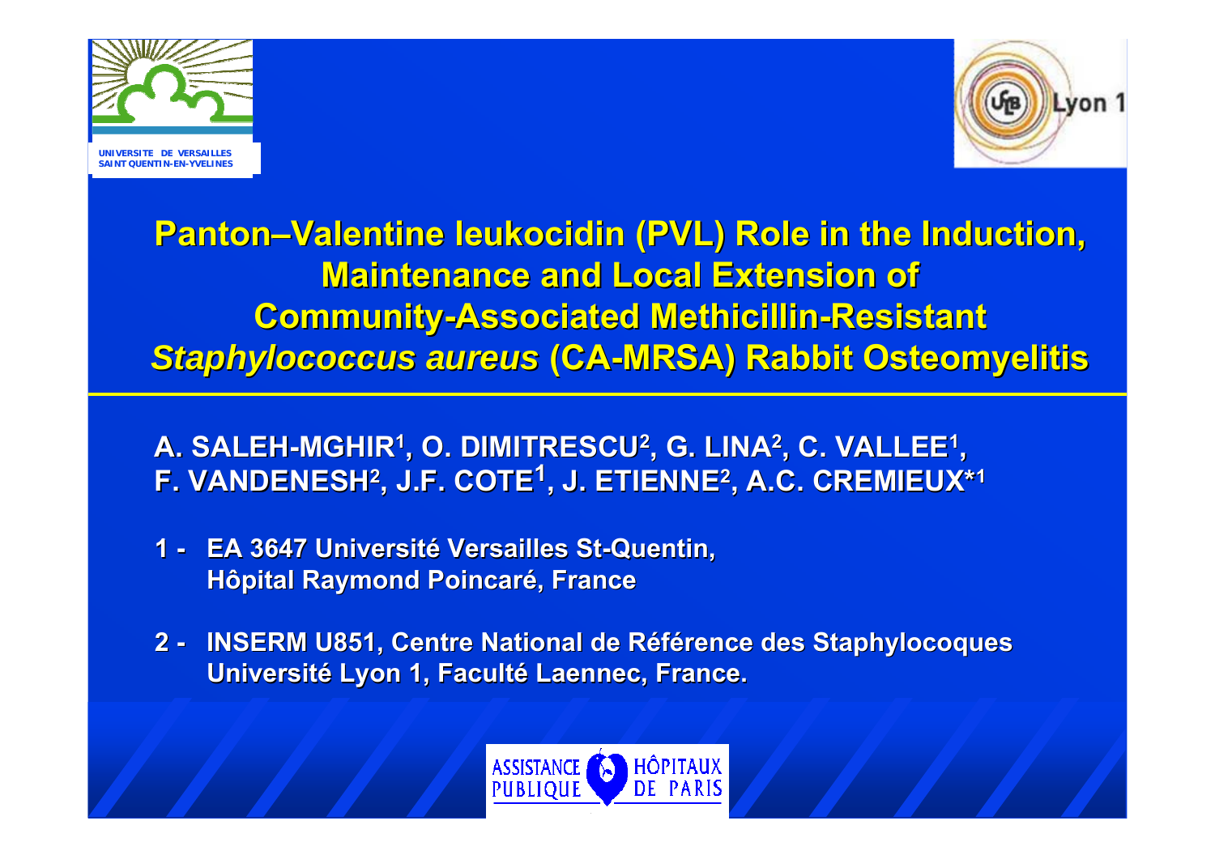UNIVERSITE DE VERSAILLES
SAINT QUENTIN-EN-YVELINES

Lyon 1

# Panton–Valentine leukocidin (PVL) Role in the Induction, Maintenance and Local Extension of Community-Associated Methicillin-Resistant *Staphylococcus aureus* (CA-MRSA) Rabbit Osteomyelitis

**A. SALEH-MGHIR[1], O. DIMITRESCU[2], G. LINA[2], C. VALLEE[1], F. VANDENESH[2], J.F. COTE[1], J. ETIENNE[2], A.C. CREMIEUX*[1]**

1 - EA 3647 Université Versailles St-Quentin, Hôpital Raymond Poincaré, France

2 - INSERM U851, Centre National de Référence des Staphylocoques Université Lyon 1, Faculté Laennec, France.

ASSISTANCE PUBLIQUE HÔPITAUX DE PARIS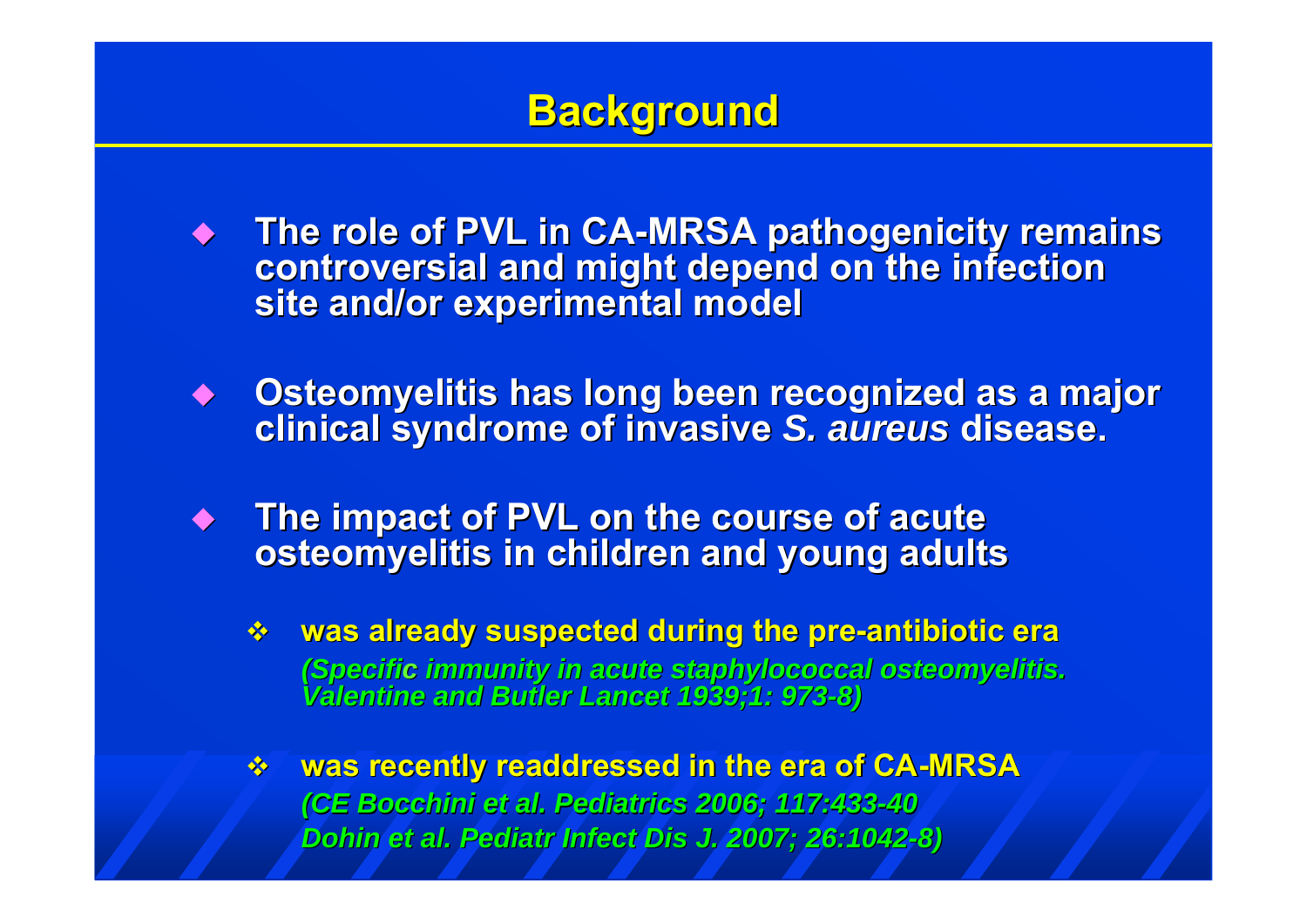# Background

- **The role of PVL in CA-MRSA pathogenicity remains controversial and might depend on the infection site and/or experimental model**

- **Osteomyelitis has long been recognized as a major clinical syndrome of invasive *S. aureus* disease.**

- **The impact of PVL on the course of acute osteomyelitis in children and young adults**

  - **was already suspected during the pre-antibiotic era**
    ***(Specific immunity in acute staphylococcal osteomyelitis. Valentine and Butler Lancet 1939;1: 973-8)***

  - **was recently readdressed in the era of CA-MRSA**
    ***(CE Bocchini et al. Pediatrics 2006; 117:433-40***
    ***Dohin et al. Pediatr Infect Dis J. 2007; 26:1042-8)***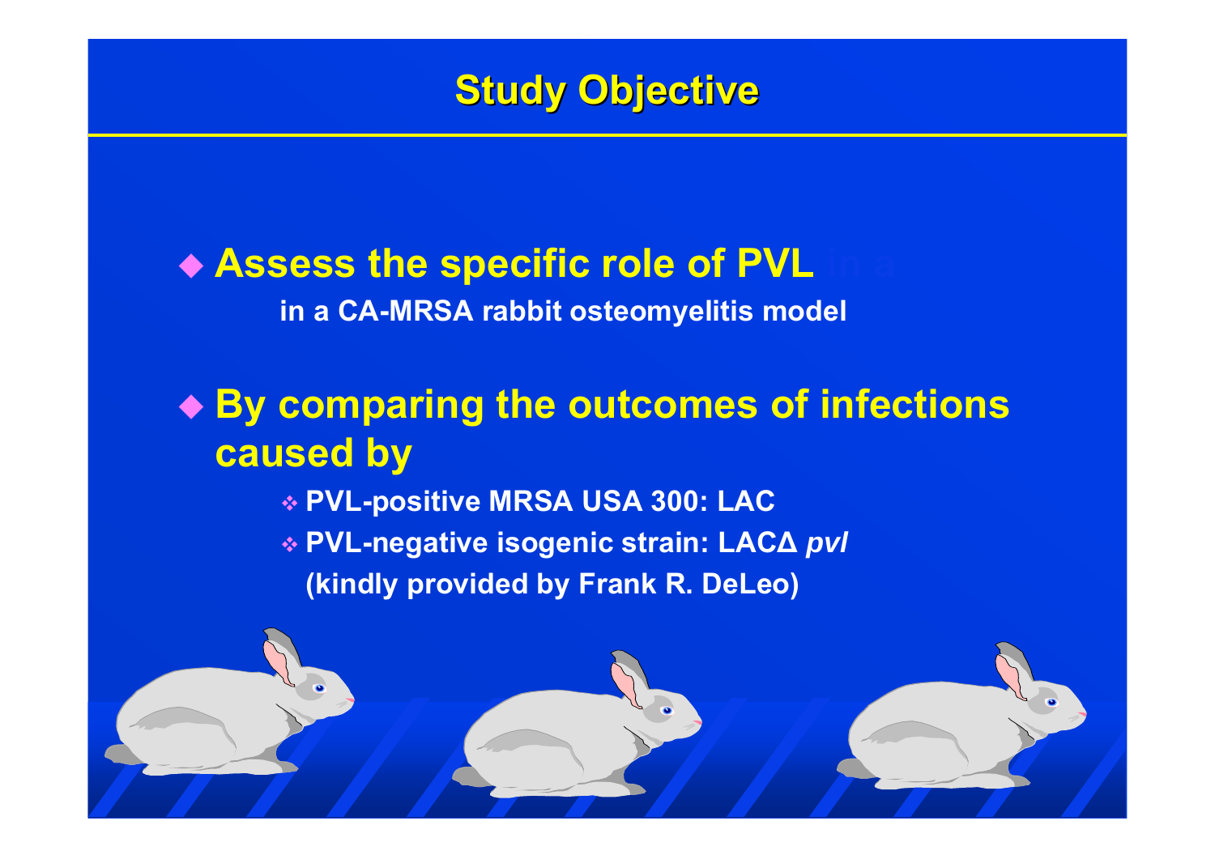# Study Objective

- **Assess the specific role of PVL**

  **in a CA-MRSA rabbit osteomyelitis model**

- **By comparing the outcomes of infections caused by**
  - **PVL-positive MRSA USA 300: LAC**
  - **PVL-negative isogenic strain: LACΔ *pvl***

    **(kindly provided by Frank R. DeLeo)**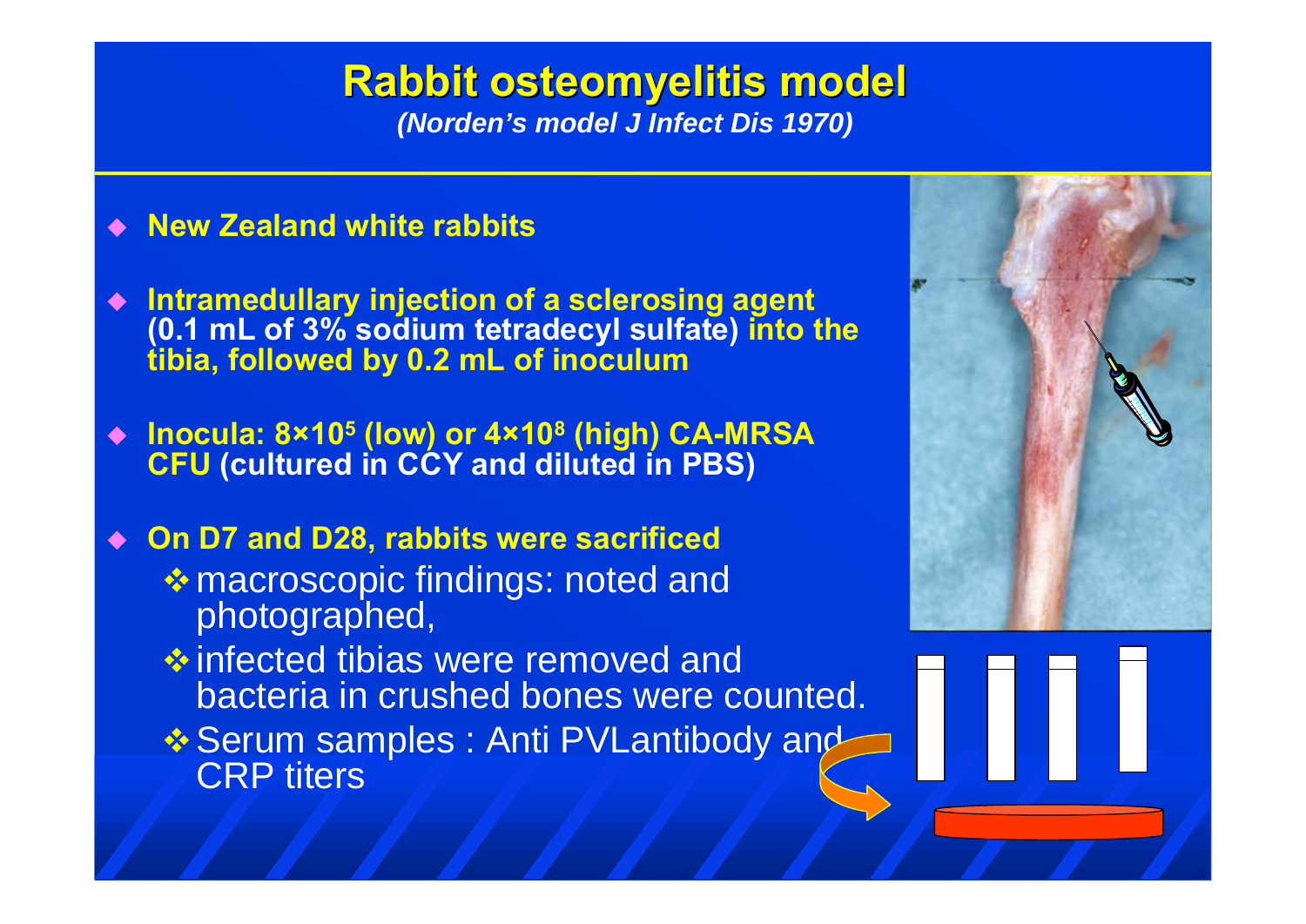# Rabbit osteomyelitis model

*(Norden's model J Infect Dis 1970)*

- **New Zealand white rabbits**
- **Intramedullary injection of a sclerosing agent (0.1 mL of 3% sodium tetradecyl sulfate) into the tibia, followed by 0.2 mL of inoculum**
- **Inocula: $8{\times}10^5$ (low) or $4{\times}10^8$ (high) CA-MRSA CFU (cultured in CCY and diluted in PBS)**
- **On D7 and D28, rabbits were sacrificed**
  - macroscopic findings: noted and photographed,
  - infected tibias were removed and bacteria in crushed bones were counted.
  - Serum samples : Anti PVLantibody and CRP titers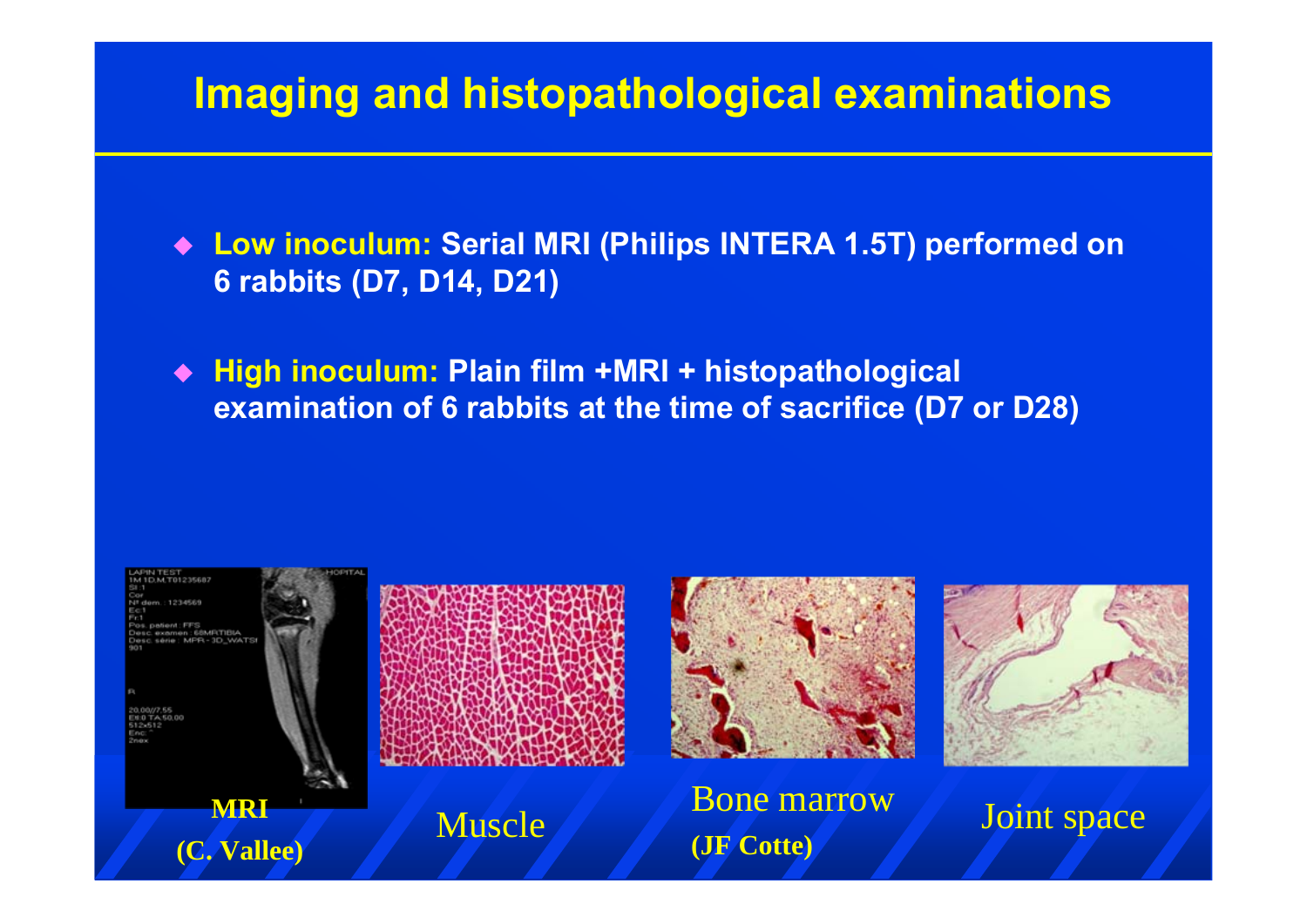# Imaging and histopathological examinations

- **Low inoculum:** Serial MRI (Philips INTERA 1.5T) performed on 6 rabbits (D7, D14, D21)

- **High inoculum:** Plain film +MRI + histopathological examination of 6 rabbits at the time of sacrifice (D7 or D28)

**MRI**
**(C. Vallee)**

Muscle

Bone marrow
**(JF Cotte)**

Joint space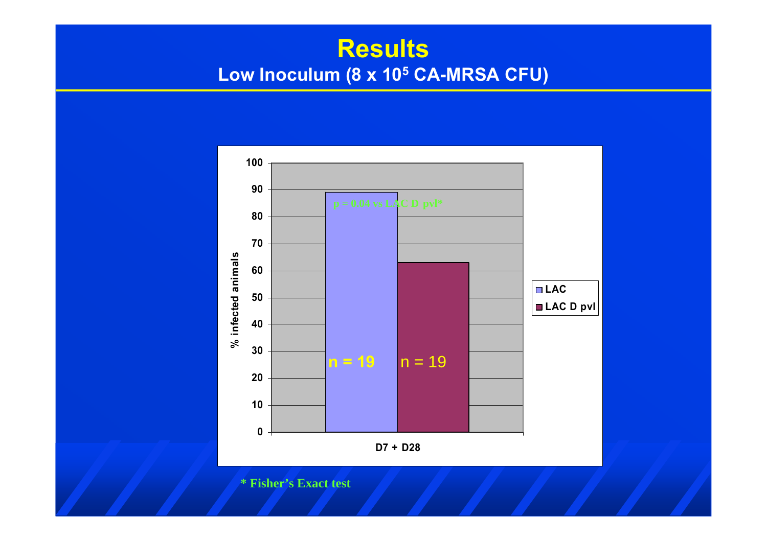# Results

## Low Inoculum (8 x $10^5$ CA-MRSA CFU)

100
90
80
70
60
50
40
30
20
10
0

% infected animals

p = 0.04 vs LAC D pvl*

n = 19

n = 19

D7 + D28

LAC

LAC D pvl

* Fisher's Exact test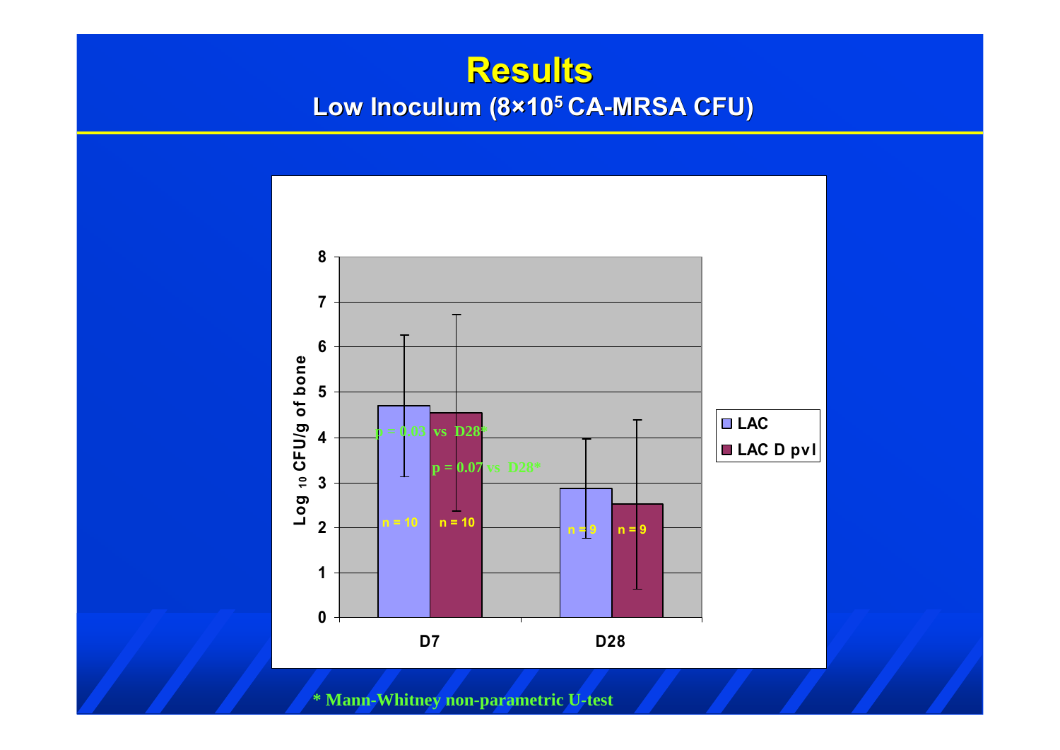# Results

## Low Inoculum ($8 \times 10^5$ CA-MRSA CFU)

Log $_{10}$ CFU/g of bone

| | LAC | LAC D pvl |
|---|---|---|
| D7 | n = 10 | n = 10 |
| D28 | n = 9 | n = 9 |

p = 0.03 vs D28*

p = 0.07 vs D28*

* Mann-Whitney non-parametric U-test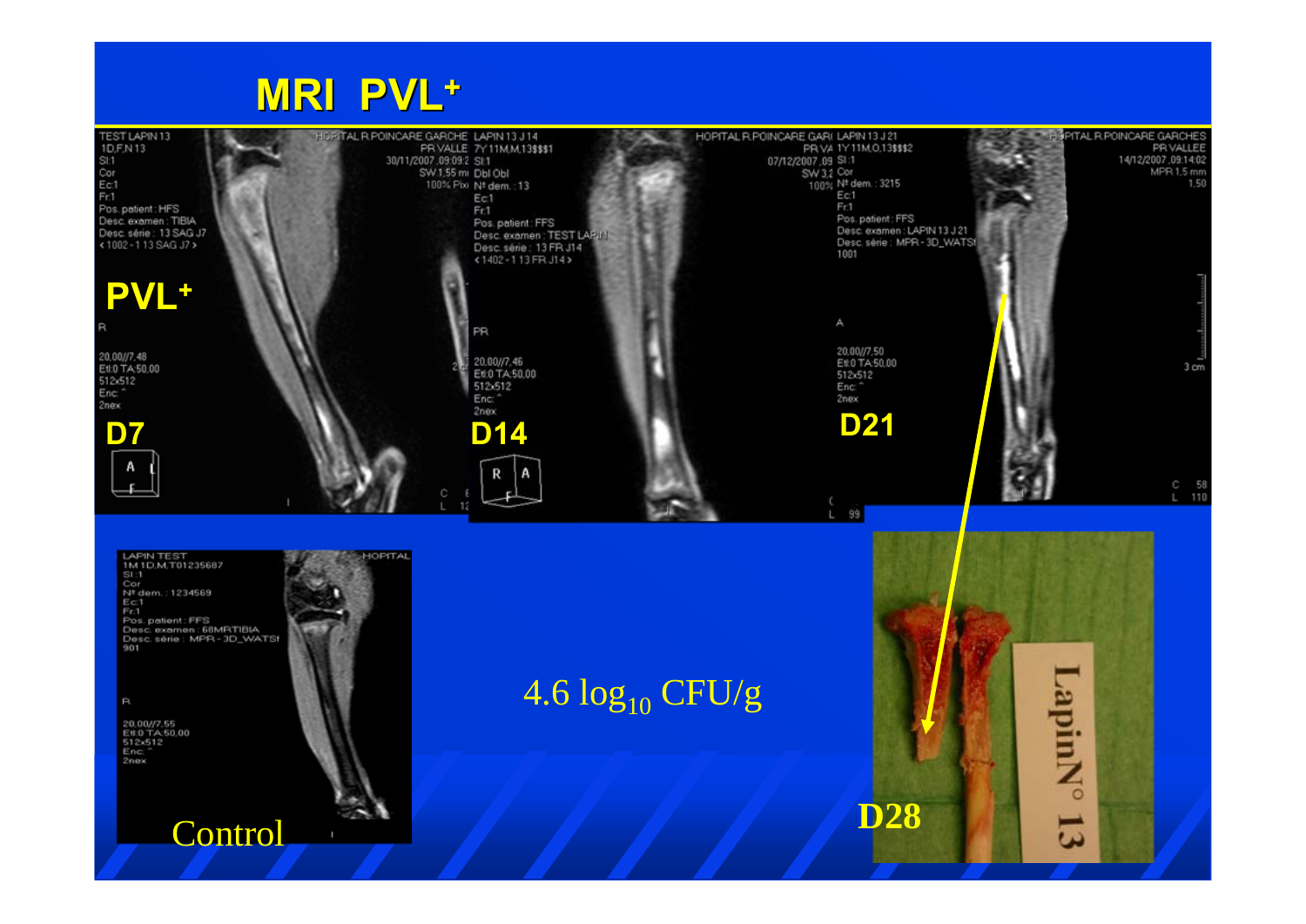# MRI PVL⁺

PVL⁺

D7

D14

D21

Control

4.6 $\log_{10}$ CFU/g

D28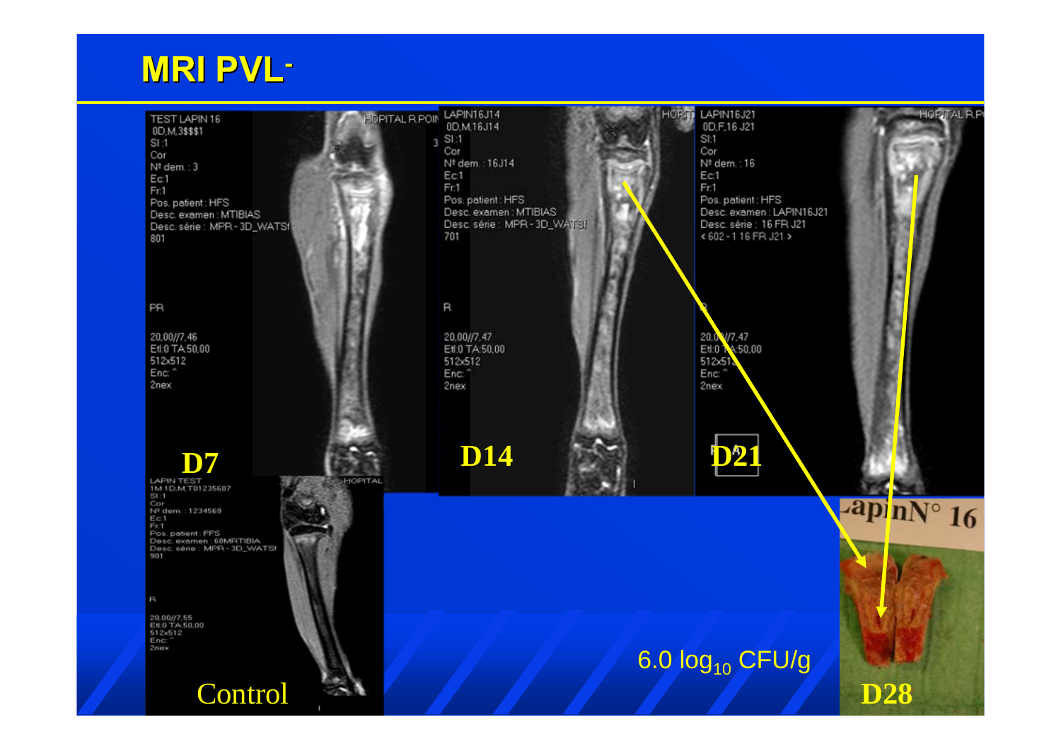# MRI PVL-

D7

D14

D21

Control

6.0 $\log_{10}$ CFU/g

D28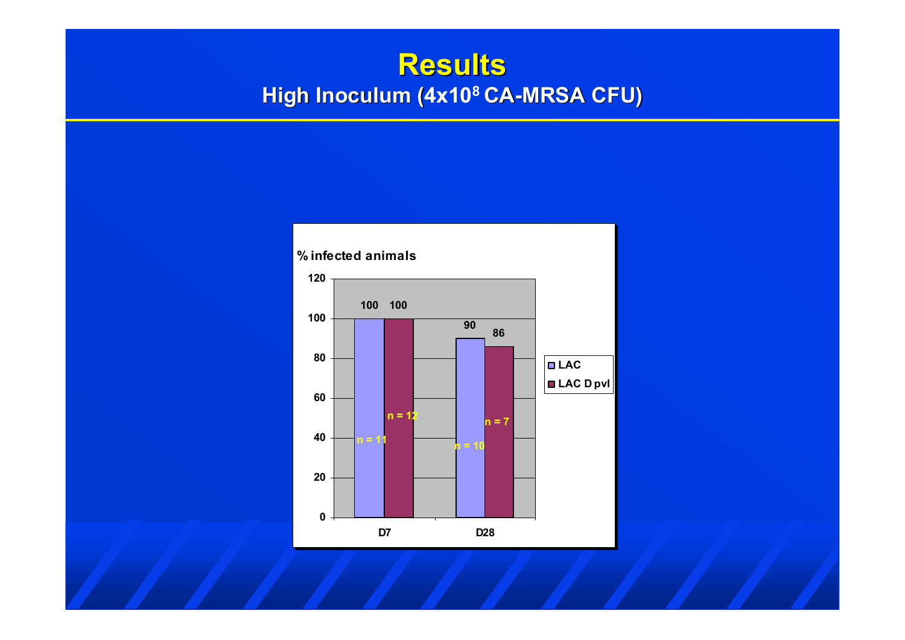# Results

## High Inoculum ($4x10^8$ CA-MRSA CFU)

% infected animals

120
100
80
60
40
20
0

100 100
90
86

n = 11
n = 12
n = 10
n = 7

D7
D28

LAC
LAC D pvl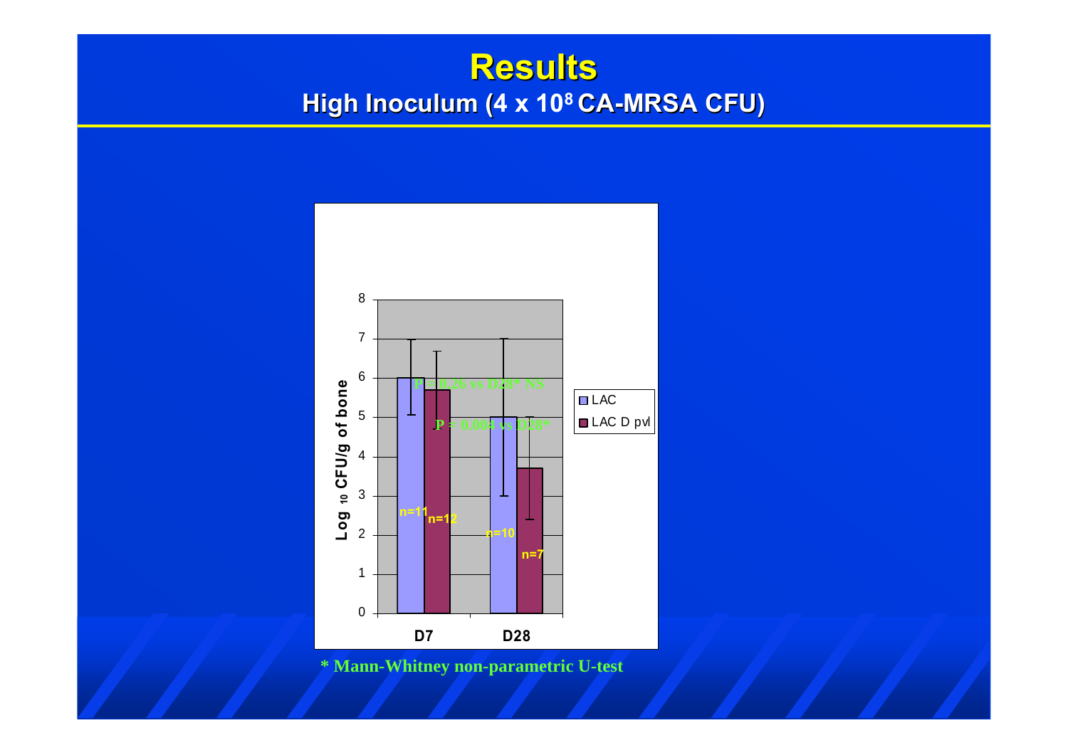# Results

## High Inoculum ($4 \times 10^8$ CA-MRSA CFU)

Log $_{10}$ CFU/g of bone

8
7
6
5
4
3
2
1
0

P = 0.26 vs D28* NS

P = 0.004 vs D28*

n=11
n=12
n=10
n=7

D7
D28

LAC
LAC D pvl

\* Mann-Whitney non-parametric U-test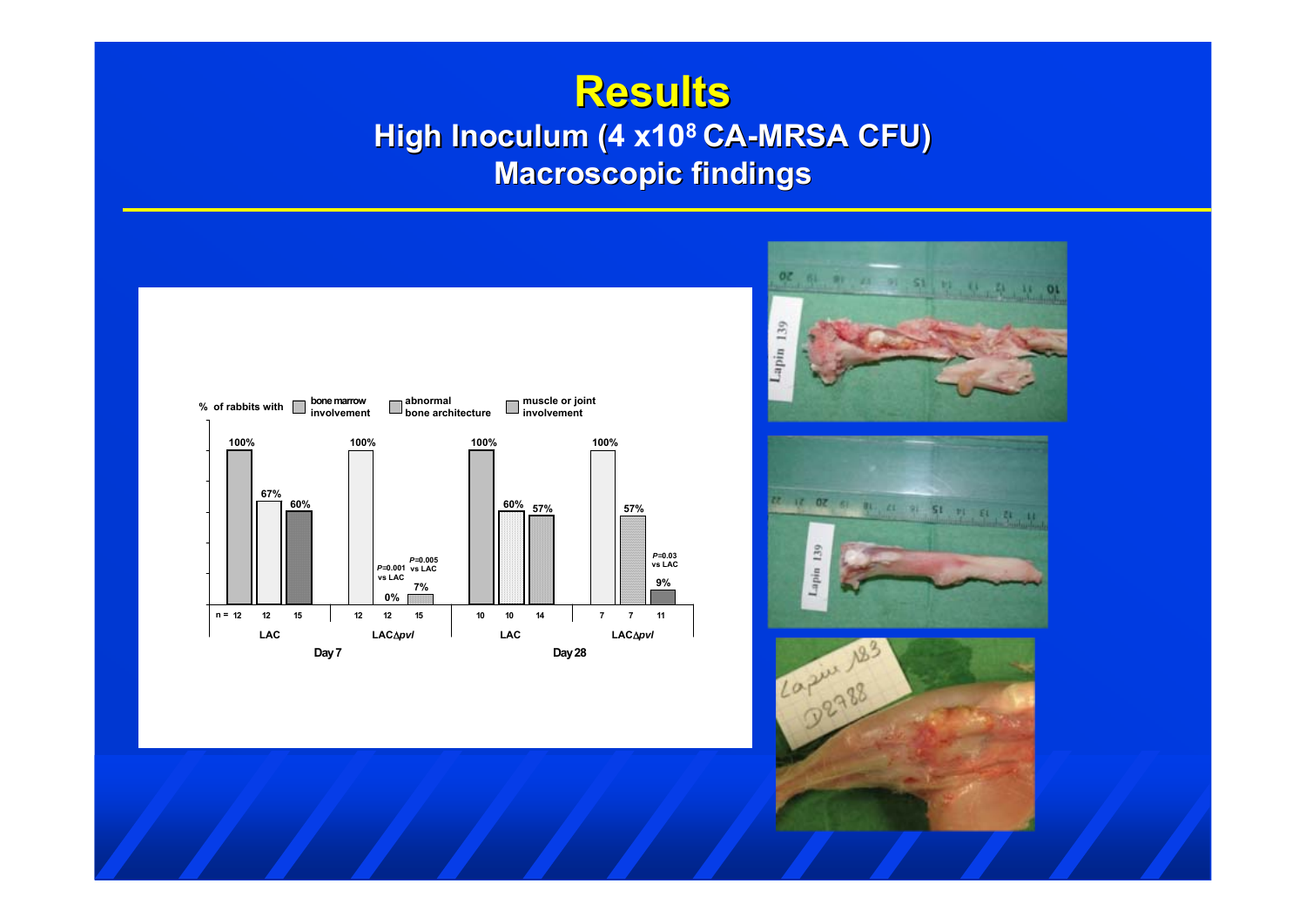# Results

## High Inoculum (4 x10[8] CA-MRSA CFU)

## Macroscopic findings

% of rabbits with: bone marrow involvement; abnormal bone architecture; muscle or joint involvement

Day 7

LAC
100%
67%
60%
n = 12, 12, 15

LACΔ*pvl*
100%
0%
*P*=0.001 vs LAC
7%
*P*=0.005 vs LAC
n = 12, 12, 15

Day 28

LAC
100%
60%
57%
n = 10, 10, 14

LACΔ*pvl*
100%
57%
9%
*P*=0.03 vs LAC
n = 7, 7, 11

Lapin 139

Lapin 139

Lapin 183
D2788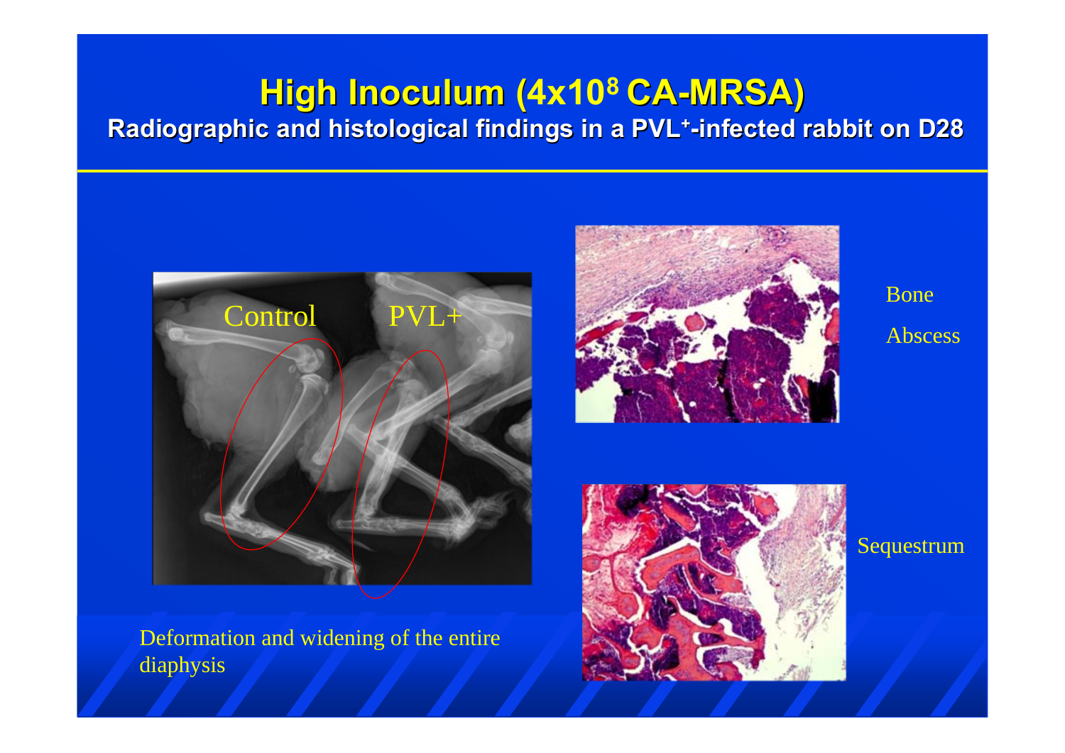# High Inoculum ($4x10^8$ CA-MRSA)

**Radiographic and histological findings in a PVL⁺-infected rabbit on D28**

Control

PVL+

Deformation and widening of the entire diaphysis

Bone

Abscess

Sequestrum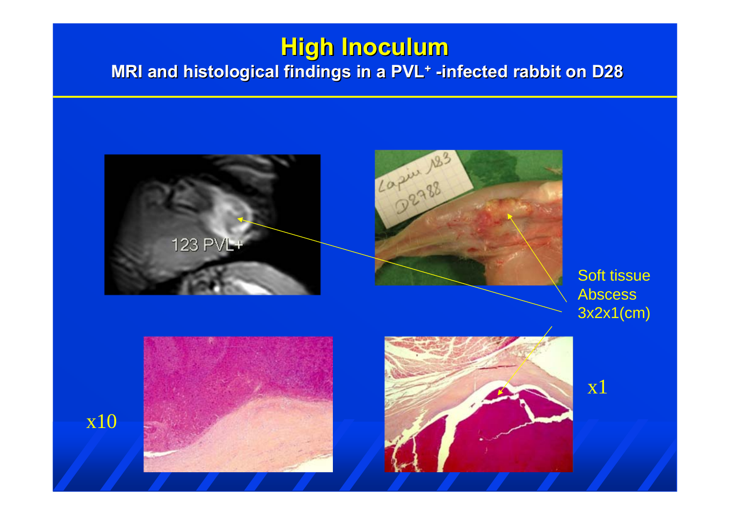# High Inoculum

## MRI and histological findings in a PVL⁺ -infected rabbit on D28

123 PVL+

Lapin 123
D2788

Soft tissue
Abscess
3x2x1(cm)

x1

x10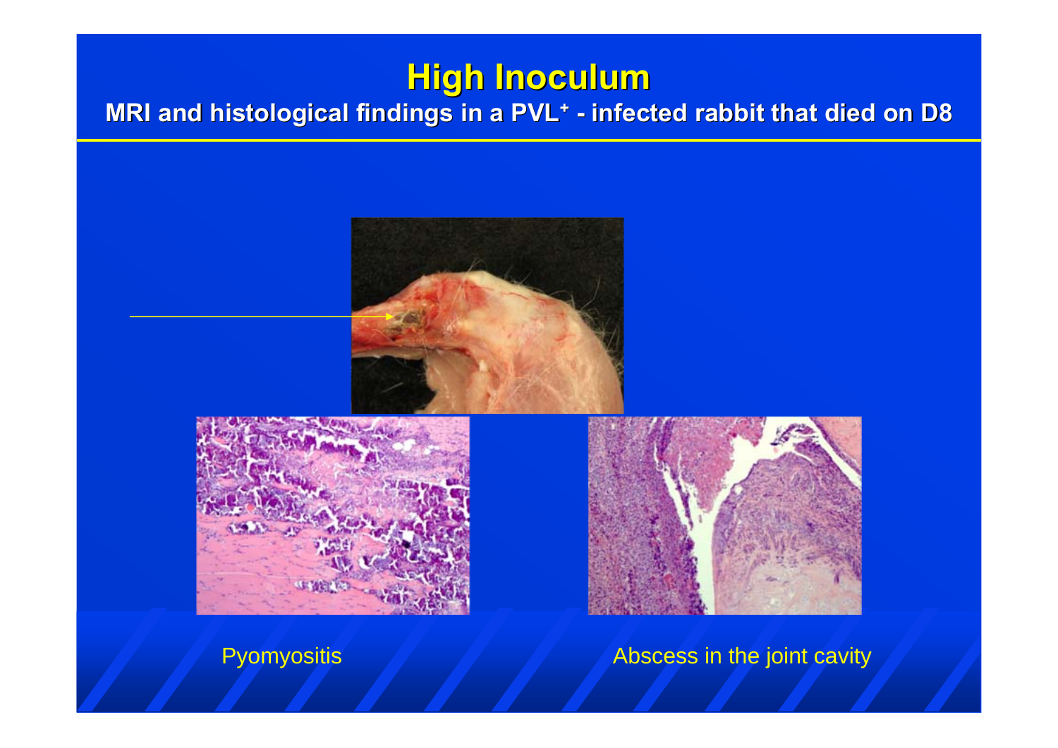# High Inoculum

## MRI and histological findings in a PVL⁺ - infected rabbit that died on D8

Pyomyositis

Abscess in the joint cavity

# High Inoculum

## MRI and histological findings in a $PVL^+$ - infected rabbit that died on D8

Pyomyositis

Abscess in the joint cavity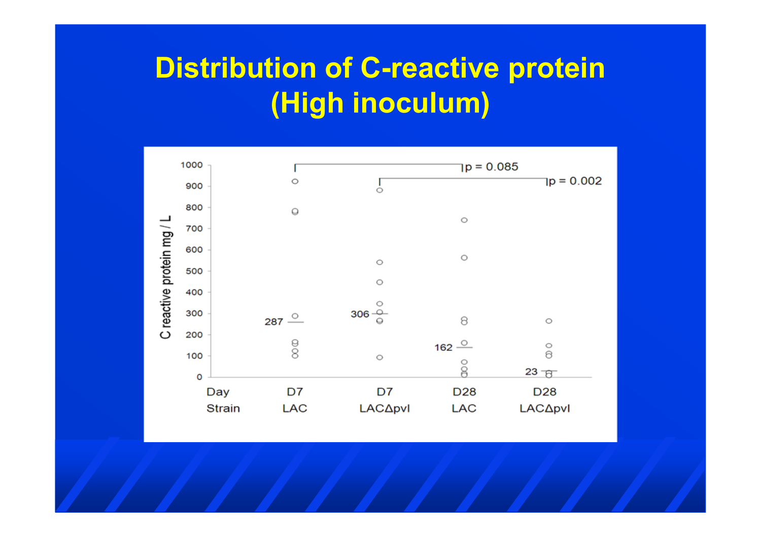# Distribution of C-reactive protein (High inoculum)

C reactive protein mg / L

1000
900
800
700
600
500
400
300
200
100
0

p = 0.085

p = 0.002

287

306

162

23

Day | D7 | D7 | D28 | D28

Strain | LAC | LACΔpvl | LAC | LACΔpvl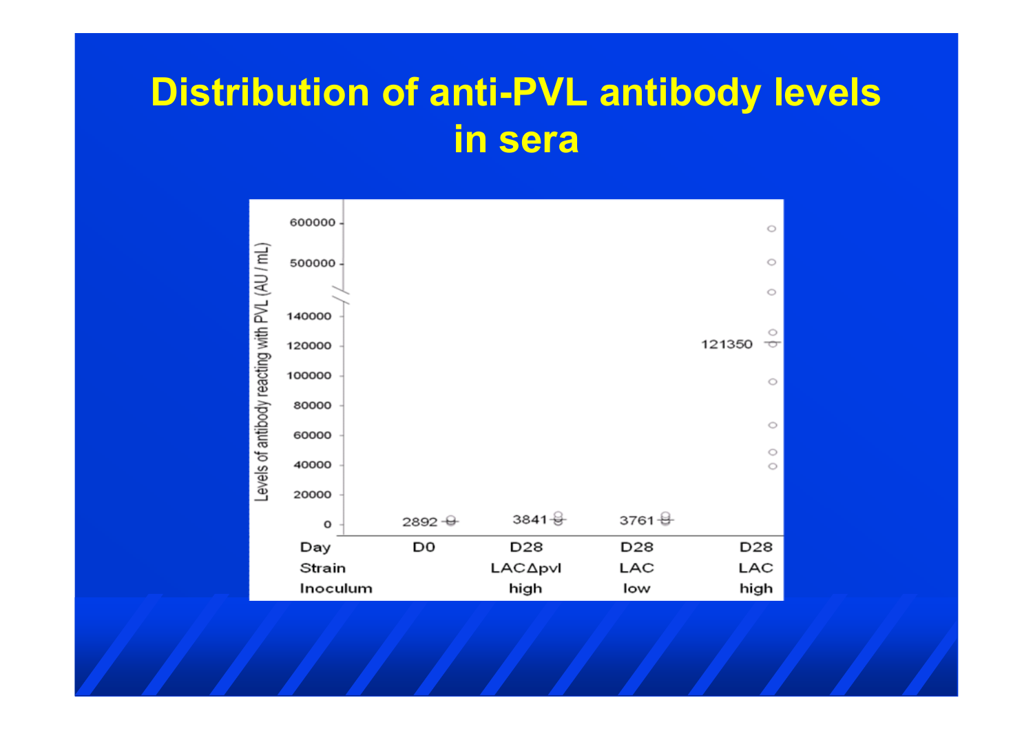# Distribution of anti-PVL antibody levels in sera

Levels of antibody reacting with PVL (AU / mL)

600000
500000
140000
120000
100000
80000
60000
40000
20000
0

2892
3841
3761
121350

Day D0 D28 D28 D28
Strain LACΔpvl LAC LAC
Inoculum high low high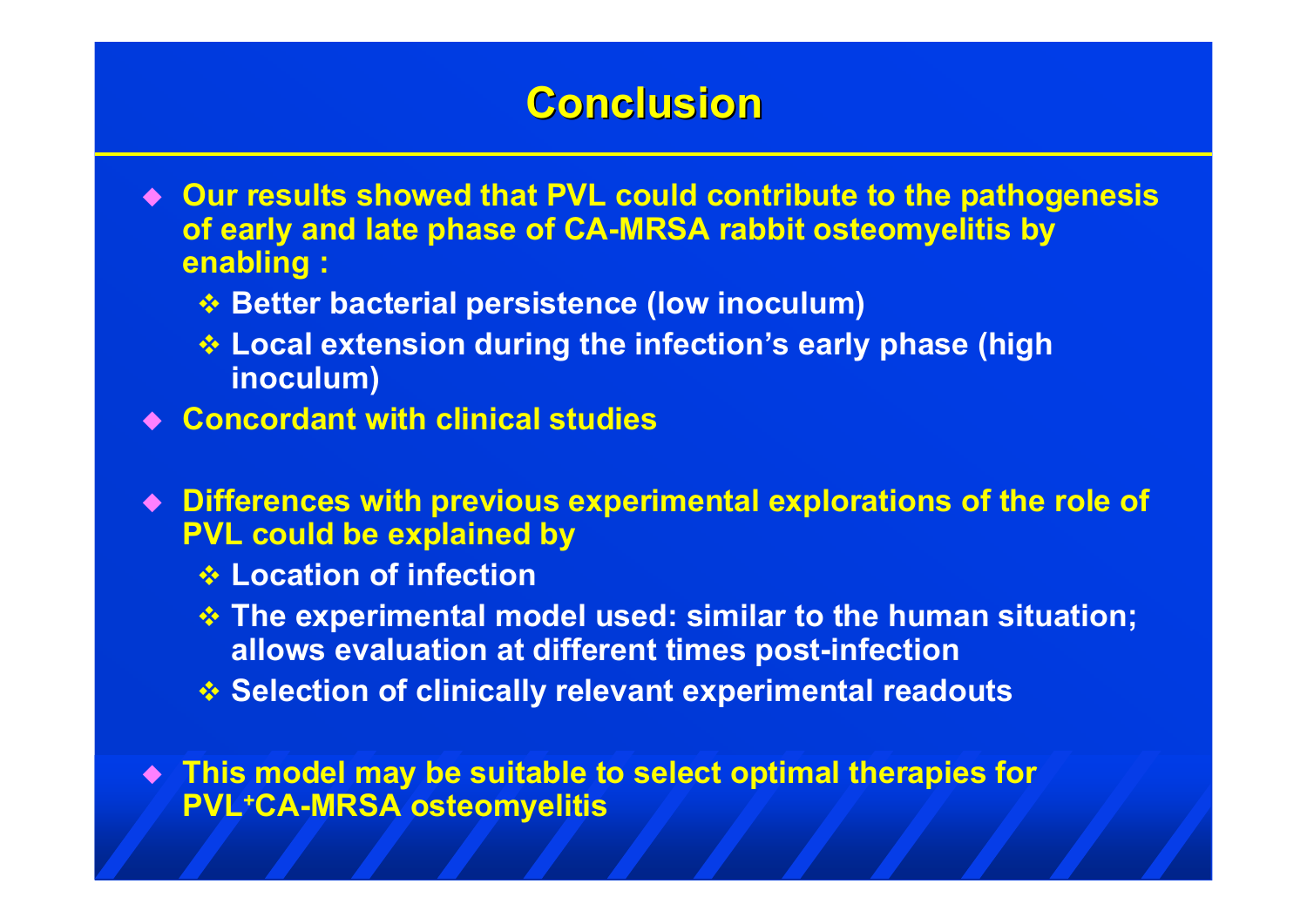# Conclusion

- Our results showed that PVL could contribute to the pathogenesis of early and late phase of CA-MRSA rabbit osteomyelitis by enabling :
  - Better bacterial persistence (low inoculum)
  - Local extension during the infection's early phase (high inoculum)
- Concordant with clinical studies
- Differences with previous experimental explorations of the role of PVL could be explained by
  - Location of infection
  - The experimental model used: similar to the human situation; allows evaluation at different times post-infection
  - Selection of clinically relevant experimental readouts
- This model may be suitable to select optimal therapies for $PVL^{+}$CA-MRSA osteomyelitis